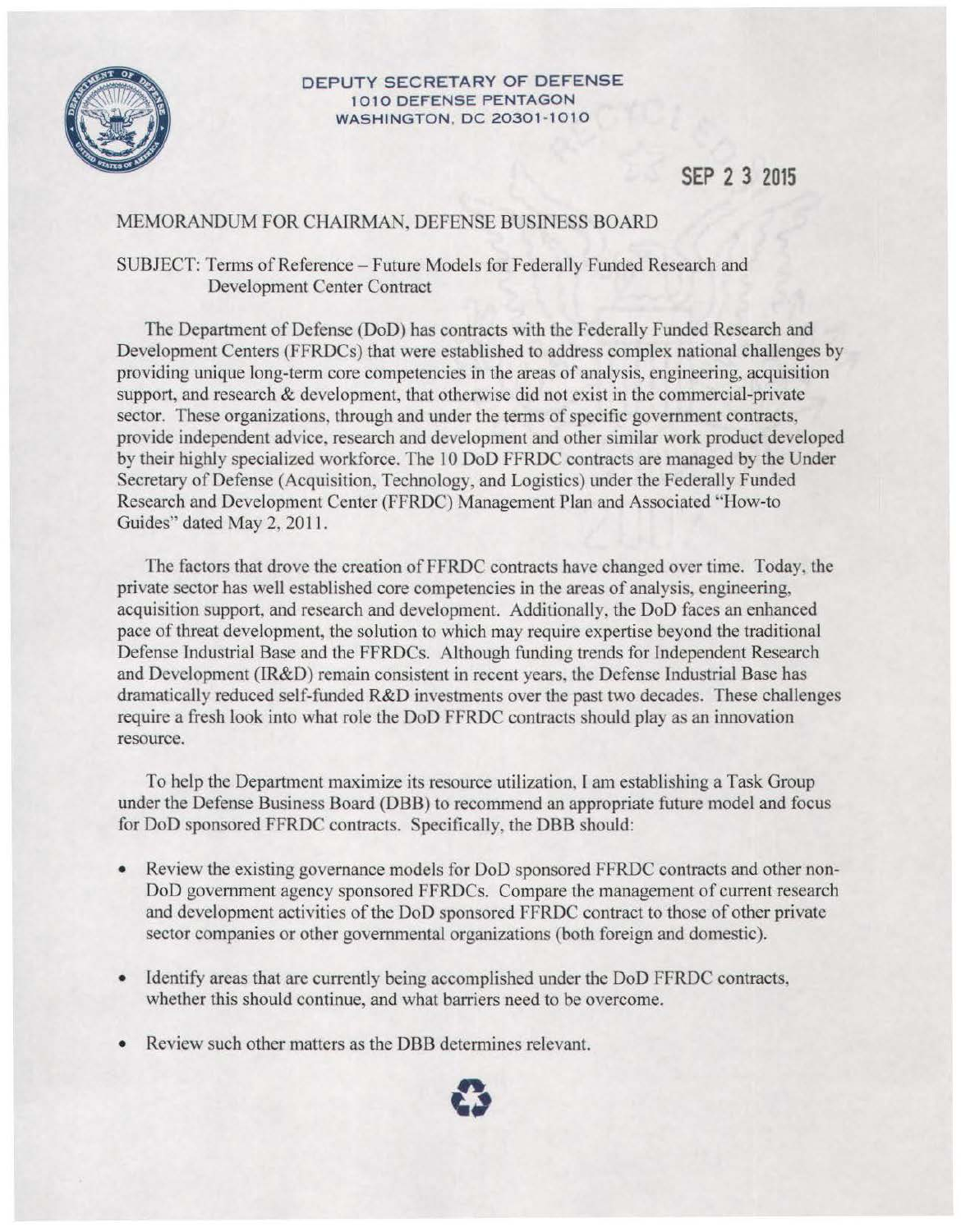DEPUTY SECRETARY OF DEFENSE
1010 DEFENSE PENTAGON
WASHINGTON, DC 20301-1010

SEP 23 2015

MEMORANDUM FOR CHAIRMAN, DEFENSE BUSINESS BOARD

SUBJECT: Terms of Reference – Future Models for Federally Funded Research and Development Center Contract

The Department of Defense (DoD) has contracts with the Federally Funded Research and Development Centers (FFRDCs) that were established to address complex national challenges by providing unique long-term core competencies in the areas of analysis, engineering, acquisition support, and research & development, that otherwise did not exist in the commercial-private sector. These organizations, through and under the terms of specific government contracts, provide independent advice, research and development and other similar work product developed by their highly specialized workforce. The 10 DoD FFRDC contracts are managed by the Under Secretary of Defense (Acquisition, Technology, and Logistics) under the Federally Funded Research and Development Center (FFRDC) Management Plan and Associated "How-to Guides" dated May 2, 2011.

The factors that drove the creation of FFRDC contracts have changed over time. Today, the private sector has well established core competencies in the areas of analysis, engineering, acquisition support, and research and development. Additionally, the DoD faces an enhanced pace of threat development, the solution to which may require expertise beyond the traditional Defense Industrial Base and the FFRDCs. Although funding trends for Independent Research and Development (IR&D) remain consistent in recent years, the Defense Industrial Base has dramatically reduced self-funded R&D investments over the past two decades. These challenges require a fresh look into what role the DoD FFRDC contracts should play as an innovation resource.

To help the Department maximize its resource utilization, I am establishing a Task Group under the Defense Business Board (DBB) to recommend an appropriate future model and focus for DoD sponsored FFRDC contracts. Specifically, the DBB should:

- Review the existing governance models for DoD sponsored FFRDC contracts and other non-DoD government agency sponsored FFRDCs. Compare the management of current research and development activities of the DoD sponsored FFRDC contract to those of other private sector companies or other governmental organizations (both foreign and domestic).

- Identify areas that are currently being accomplished under the DoD FFRDC contracts, whether this should continue, and what barriers need to be overcome.

- Review such other matters as the DBB determines relevant.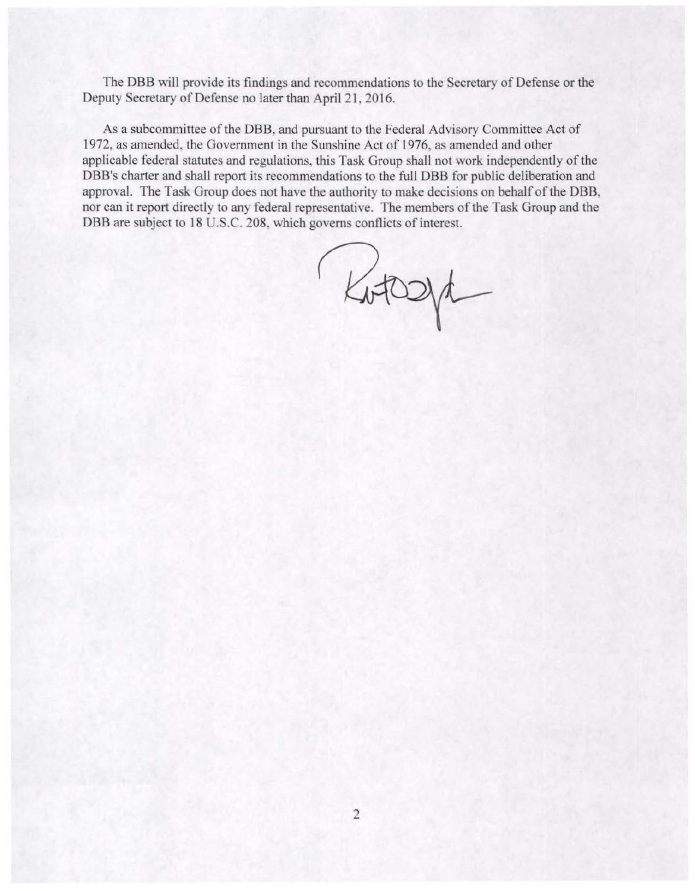The DBB will provide its findings and recommendations to the Secretary of Defense or the Deputy Secretary of Defense no later than April 21, 2016.

As a subcommittee of the DBB, and pursuant to the Federal Advisory Committee Act of 1972, as amended, the Government in the Sunshine Act of 1976, as amended and other applicable federal statutes and regulations, this Task Group shall not work independently of the DBB's charter and shall report its recommendations to the full DBB for public deliberation and approval. The Task Group does not have the authority to make decisions on behalf of the DBB, nor can it report directly to any federal representative. The members of the Task Group and the DBB are subject to 18 U.S.C. 208, which governs conflicts of interest.